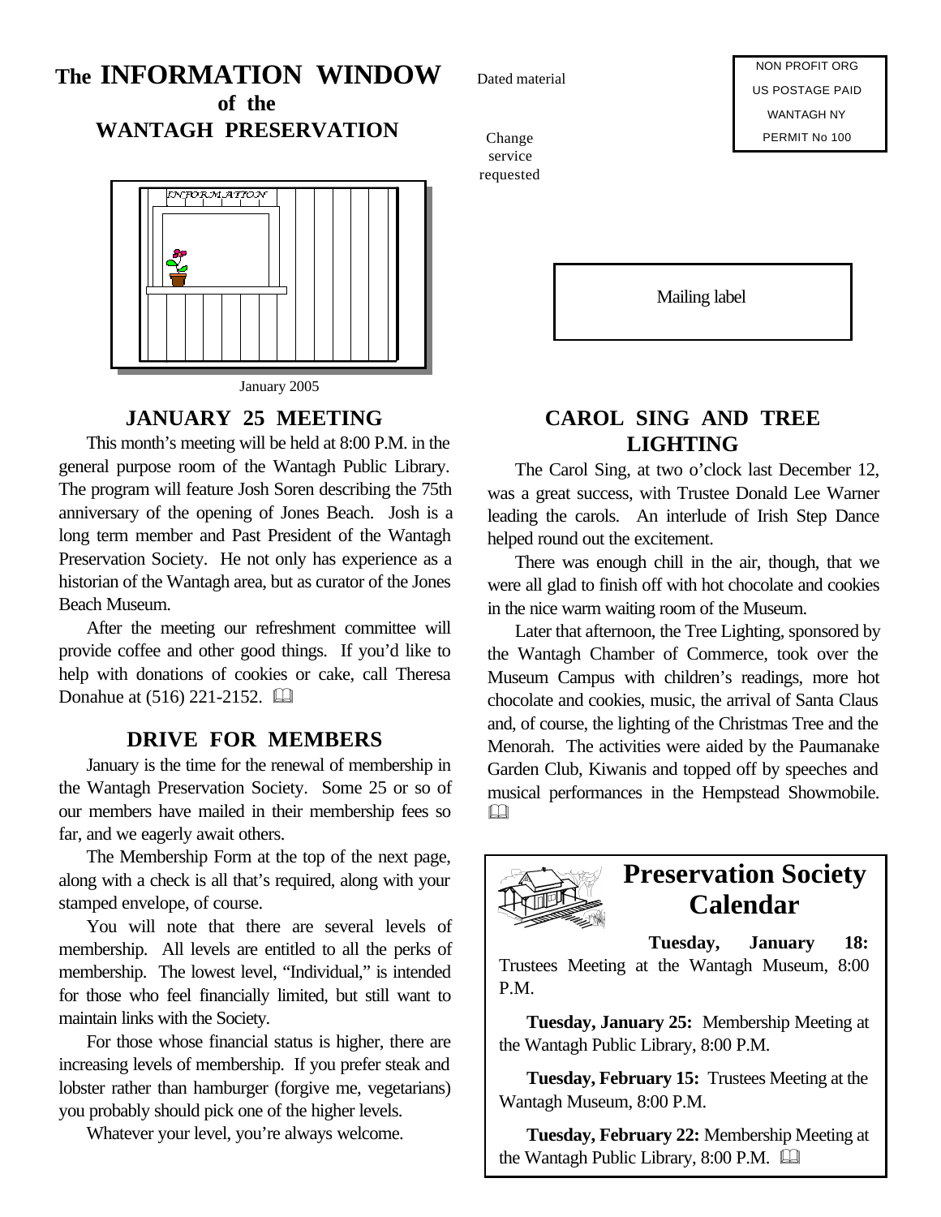# The INFORMATION WINDOW of the WANTAGH PRESERVATION

Dated material

Change service requested

NON PROFIT ORG
US POSTAGE PAID
WANTAGH NY
PERMIT No 100

Mailing label

January 2005

## JANUARY 25 MEETING

This month's meeting will be held at 8:00 P.M. in the general purpose room of the Wantagh Public Library. The program will feature Josh Soren describing the 75th anniversary of the opening of Jones Beach. Josh is a long term member and Past President of the Wantagh Preservation Society. He not only has experience as a historian of the Wantagh area, but as curator of the Jones Beach Museum.

After the meeting our refreshment committee will provide coffee and other good things. If you'd like to help with donations of cookies or cake, call Theresa Donahue at (516) 221-2152.

## DRIVE FOR MEMBERS

January is the time for the renewal of membership in the Wantagh Preservation Society. Some 25 or so of our members have mailed in their membership fees so far, and we eagerly await others.

The Membership Form at the top of the next page, along with a check is all that's required, along with your stamped envelope, of course.

You will note that there are several levels of membership. All levels are entitled to all the perks of membership. The lowest level, "Individual," is intended for those who feel financially limited, but still want to maintain links with the Society.

For those whose financial status is higher, there are increasing levels of membership. If you prefer steak and lobster rather than hamburger (forgive me, vegetarians) you probably should pick one of the higher levels.

Whatever your level, you're always welcome.

## CAROL SING AND TREE LIGHTING

The Carol Sing, at two o'clock last December 12, was a great success, with Trustee Donald Lee Warner leading the carols. An interlude of Irish Step Dance helped round out the excitement.

There was enough chill in the air, though, that we were all glad to finish off with hot chocolate and cookies in the nice warm waiting room of the Museum.

Later that afternoon, the Tree Lighting, sponsored by the Wantagh Chamber of Commerce, took over the Museum Campus with children's readings, more hot chocolate and cookies, music, the arrival of Santa Claus and, of course, the lighting of the Christmas Tree and the Menorah. The activities were aided by the Paumanake Garden Club, Kiwanis and topped off by speeches and musical performances in the Hempstead Showmobile.

## Preservation Society Calendar

**Tuesday, January 18:** Trustees Meeting at the Wantagh Museum, 8:00 P.M.

**Tuesday, January 25:** Membership Meeting at the Wantagh Public Library, 8:00 P.M.

**Tuesday, February 15:** Trustees Meeting at the Wantagh Museum, 8:00 P.M.

**Tuesday, February 22:** Membership Meeting at the Wantagh Public Library, 8:00 P.M.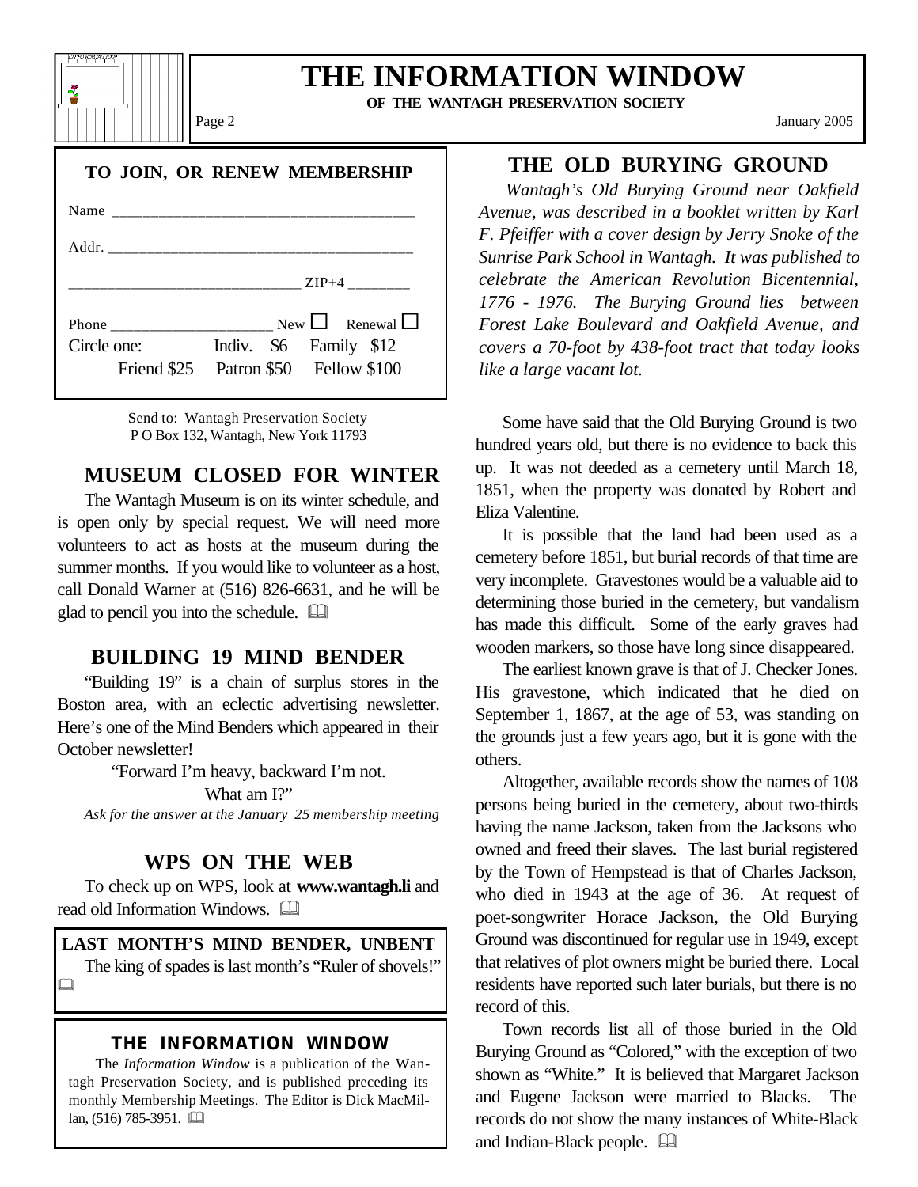# THE INFORMATION WINDOW

**OF THE WANTAGH PRESERVATION SOCIETY**

January 2005

## TO JOIN, OR RENEW MEMBERSHIP

Name ______________________________________

Addr. ______________________________________

______________________________ ZIP+4 ________

Phone _____________________ New ☐ Renewal ☐

Circle one: Indiv. $6 Family $12

Friend $25 Patron $50 Fellow $100

Send to: Wantagh Preservation Society
P O Box 132, Wantagh, New York 11793

## MUSEUM CLOSED FOR WINTER

The Wantagh Museum is on its winter schedule, and is open only by special request. We will need more volunteers to act as hosts at the museum during the summer months. If you would like to volunteer as a host, call Donald Warner at (516) 826-6631, and he will be glad to pencil you into the schedule. 🕮

## BUILDING 19 MIND BENDER

"Building 19" is a chain of surplus stores in the Boston area, with an eclectic advertising newsletter. Here's one of the Mind Benders which appeared in their October newsletter!

"Forward I'm heavy, backward I'm not.
What am I?"

*Ask for the answer at the January 25 membership meeting*

## WPS ON THE WEB

To check up on WPS, look at **www.wantagh.li** and read old Information Windows. 🕮

## LAST MONTH'S MIND BENDER, UNBENT

The king of spades is last month's "Ruler of shovels!" 🕮

## THE INFORMATION WINDOW

The *Information Window* is a publication of the Wantagh Preservation Society, and is published preceding its monthly Membership Meetings. The Editor is Dick MacMillan, (516) 785-3951. 🕮

## THE OLD BURYING GROUND

*Wantagh's Old Burying Ground near Oakfield Avenue, was described in a booklet written by Karl F. Pfeiffer with a cover design by Jerry Snoke of the Sunrise Park School in Wantagh. It was published to celebrate the American Revolution Bicentennial, 1776 - 1976. The Burying Ground lies between Forest Lake Boulevard and Oakfield Avenue, and covers a 70-foot by 438-foot tract that today looks like a large vacant lot.*

Some have said that the Old Burying Ground is two hundred years old, but there is no evidence to back this up. It was not deeded as a cemetery until March 18, 1851, when the property was donated by Robert and Eliza Valentine.

It is possible that the land had been used as a cemetery before 1851, but burial records of that time are very incomplete. Gravestones would be a valuable aid to determining those buried in the cemetery, but vandalism has made this difficult. Some of the early graves had wooden markers, so those have long since disappeared.

The earliest known grave is that of J. Checker Jones. His gravestone, which indicated that he died on September 1, 1867, at the age of 53, was standing on the grounds just a few years ago, but it is gone with the others.

Altogether, available records show the names of 108 persons being buried in the cemetery, about two-thirds having the name Jackson, taken from the Jacksons who owned and freed their slaves. The last burial registered by the Town of Hempstead is that of Charles Jackson, who died in 1943 at the age of 36. At request of poet-songwriter Horace Jackson, the Old Burying Ground was discontinued for regular use in 1949, except that relatives of plot owners might be buried there. Local residents have reported such later burials, but there is no record of this.

Town records list all of those buried in the Old Burying Ground as "Colored," with the exception of two shown as "White." It is believed that Margaret Jackson and Eugene Jackson were married to Blacks. The records do not show the many instances of White-Black and Indian-Black people. 🕮